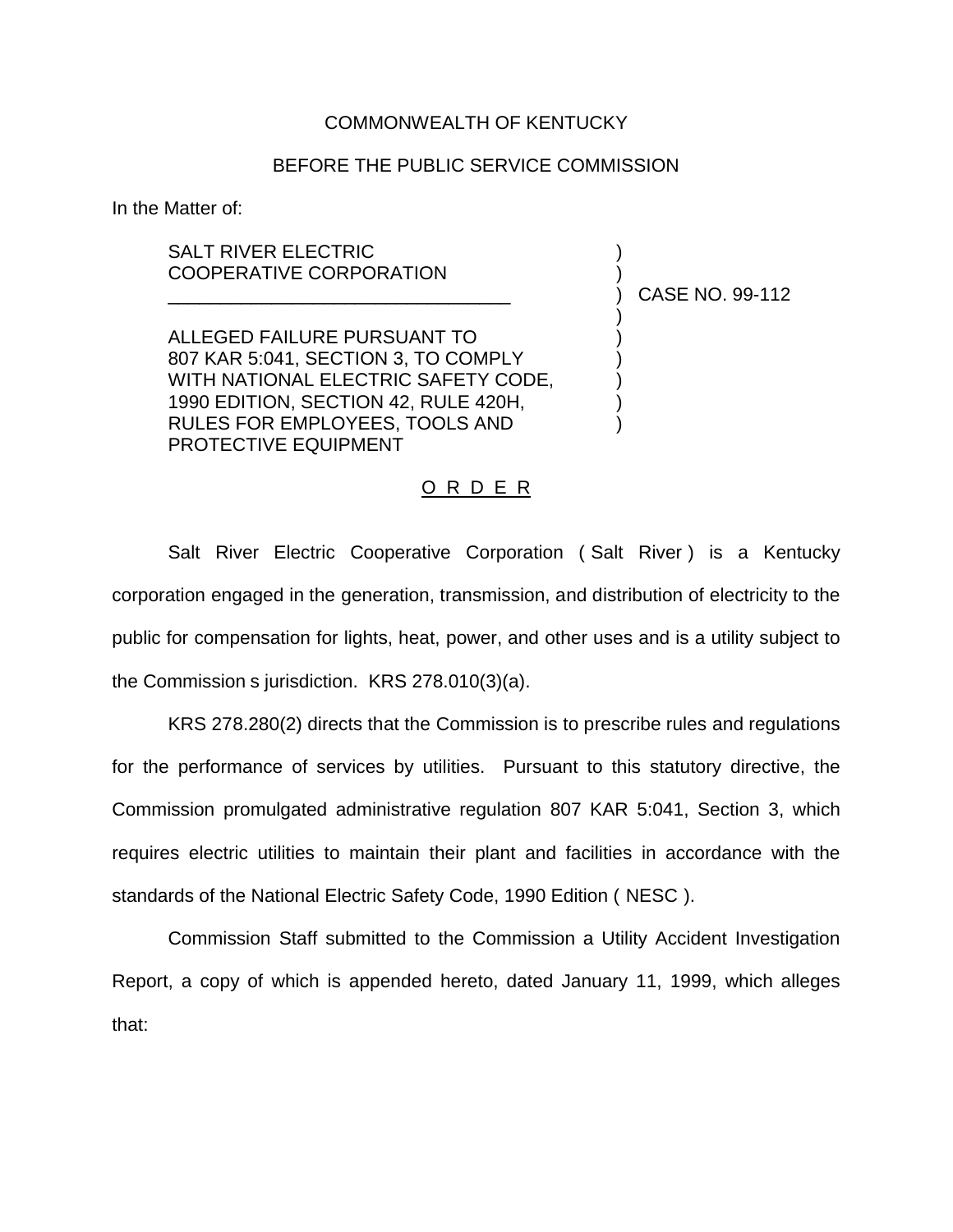COMMONWEALTH OF KENTUCKY

BEFORE THE PUBLIC SERVICE COMMISSION

In the Matter of:

SALT RIVER ELECTRIC COOPERATIVE CORPORATION

ALLEGED FAILURE PURSUANT TO 807 KAR 5:041, SECTION 3, TO COMPLY WITH NATIONAL ELECTRIC SAFETY CODE, 1990 EDITION, SECTION 42, RULE 420H, RULES FOR EMPLOYEES, TOOLS AND PROTECTIVE EQUIPMENT

) CASE NO. 99-112

O R D E R

Salt River Electric Cooperative Corporation ( Salt River ) is a Kentucky corporation engaged in the generation, transmission, and distribution of electricity to the public for compensation for lights, heat, power, and other uses and is a utility subject to the Commission s jurisdiction. KRS 278.010(3)(a).

KRS 278.280(2) directs that the Commission is to prescribe rules and regulations for the performance of services by utilities. Pursuant to this statutory directive, the Commission promulgated administrative regulation 807 KAR 5:041, Section 3, which requires electric utilities to maintain their plant and facilities in accordance with the standards of the National Electric Safety Code, 1990 Edition ( NESC ).

Commission Staff submitted to the Commission a Utility Accident Investigation Report, a copy of which is appended hereto, dated January 11, 1999, which alleges that: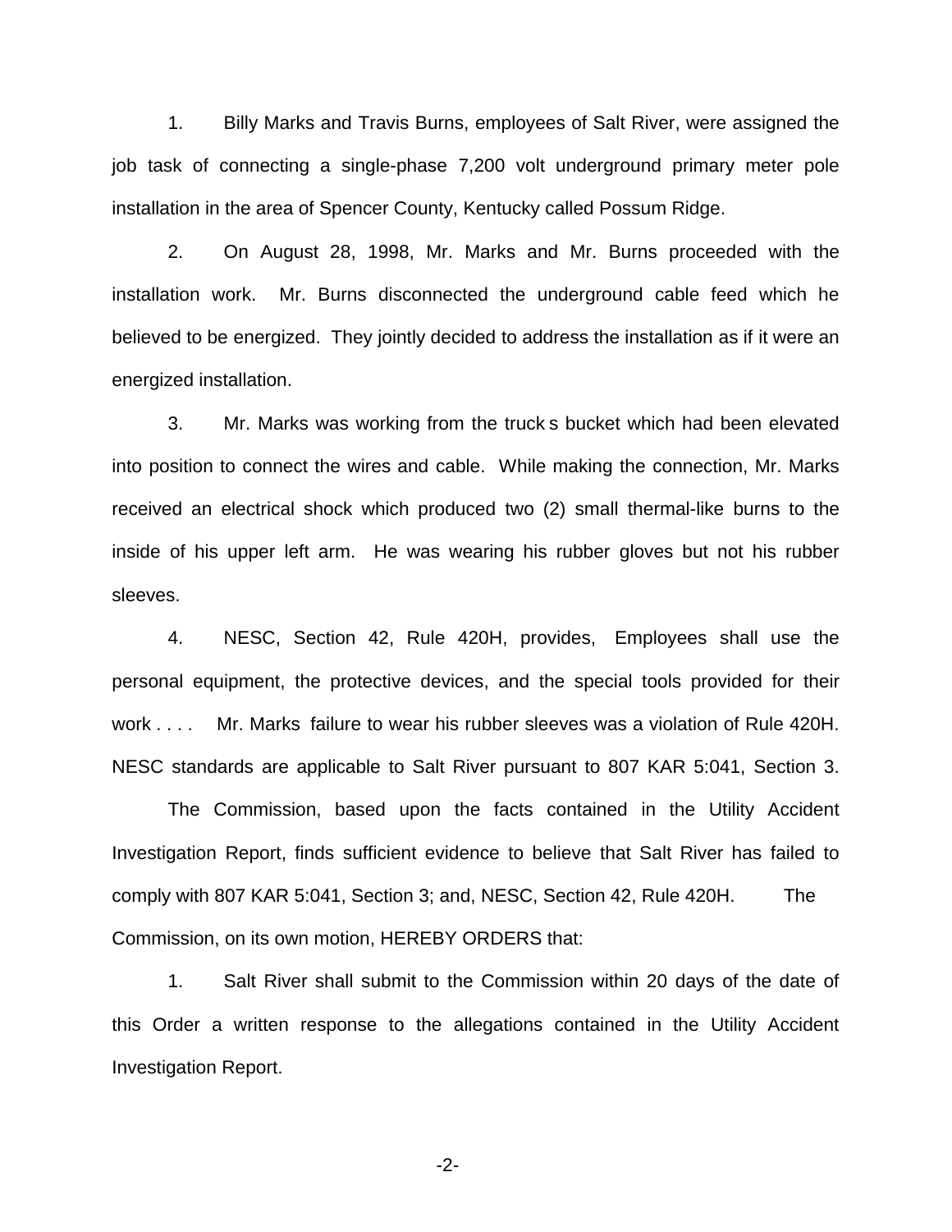1. Billy Marks and Travis Burns, employees of Salt River, were assigned the job task of connecting a single-phase 7,200 volt underground primary meter pole installation in the area of Spencer County, Kentucky called Possum Ridge.

2. On August 28, 1998, Mr. Marks and Mr. Burns proceeded with the installation work. Mr. Burns disconnected the underground cable feed which he believed to be energized. They jointly decided to address the installation as if it were an energized installation.

3. Mr. Marks was working from the truck s bucket which had been elevated into position to connect the wires and cable. While making the connection, Mr. Marks received an electrical shock which produced two (2) small thermal-like burns to the inside of his upper left arm. He was wearing his rubber gloves but not his rubber sleeves.

4. NESC, Section 42, Rule 420H, provides, Employees shall use the personal equipment, the protective devices, and the special tools provided for their work . . . . Mr. Marks failure to wear his rubber sleeves was a violation of Rule 420H. NESC standards are applicable to Salt River pursuant to 807 KAR 5:041, Section 3.

The Commission, based upon the facts contained in the Utility Accident Investigation Report, finds sufficient evidence to believe that Salt River has failed to comply with 807 KAR 5:041, Section 3; and, NESC, Section 42, Rule 420H. The Commission, on its own motion, HEREBY ORDERS that:

1. Salt River shall submit to the Commission within 20 days of the date of this Order a written response to the allegations contained in the Utility Accident Investigation Report.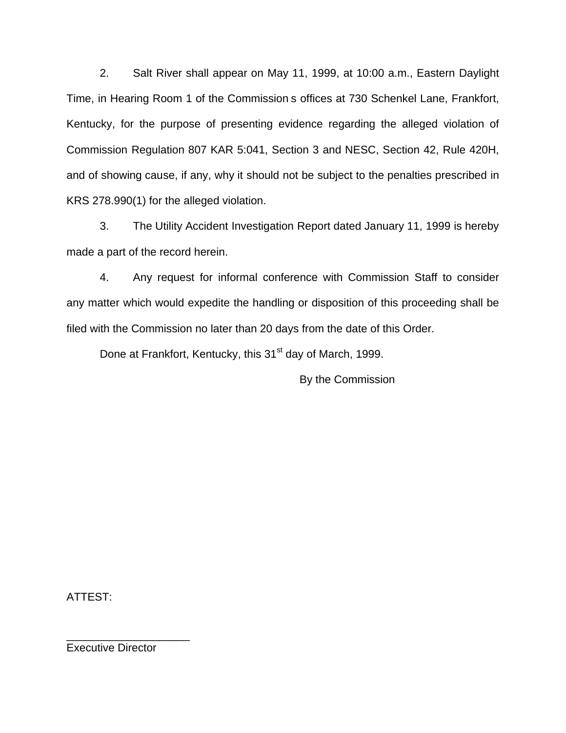2. Salt River shall appear on May 11, 1999, at 10:00 a.m., Eastern Daylight Time, in Hearing Room 1 of the Commission s offices at 730 Schenkel Lane, Frankfort, Kentucky, for the purpose of presenting evidence regarding the alleged violation of Commission Regulation 807 KAR 5:041, Section 3 and NESC, Section 42, Rule 420H, and of showing cause, if any, why it should not be subject to the penalties prescribed in KRS 278.990(1) for the alleged violation.

3. The Utility Accident Investigation Report dated January 11, 1999 is hereby made a part of the record herein.

4. Any request for informal conference with Commission Staff to consider any matter which would expedite the handling or disposition of this proceeding shall be filed with the Commission no later than 20 days from the date of this Order.

Done at Frankfort, Kentucky, this 31st day of March, 1999.

By the Commission

ATTEST:

____________________
Executive Director